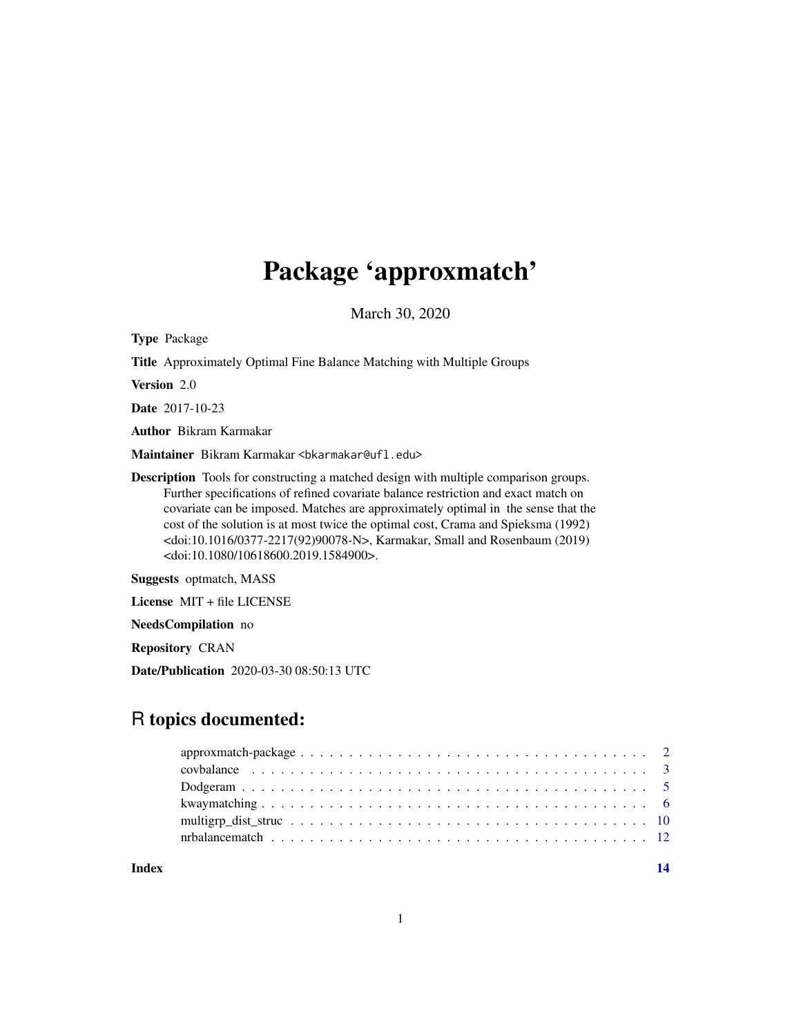# Package 'approxmatch'

March 30, 2020

**Type** Package

**Title** Approximately Optimal Fine Balance Matching with Multiple Groups

**Version** 2.0

**Date** 2017-10-23

**Author** Bikram Karmakar

**Maintainer** Bikram Karmakar <bkarmakar@ufl.edu>

**Description** Tools for constructing a matched design with multiple comparison groups. Further specifications of refined covariate balance restriction and exact match on covariate can be imposed. Matches are approximately optimal in the sense that the cost of the solution is at most twice the optimal cost, Crama and Spieksma (1992) <doi:10.1016/0377-2217(92)90078-N>, Karmakar, Small and Rosenbaum (2019) <doi:10.1080/10618600.2019.1584900>.

**Suggests** optmatch, MASS

**License** MIT + file LICENSE

**NeedsCompilation** no

**Repository** CRAN

**Date/Publication** 2020-03-30 08:50:13 UTC

## R topics documented:

- approxmatch-package . . . . . . . . . . . . . . . . . . . . . . . . . . . . . . . . . . . . 2
- covbalance . . . . . . . . . . . . . . . . . . . . . . . . . . . . . . . . . . . . . . . . . . 3
- Dodgeram . . . . . . . . . . . . . . . . . . . . . . . . . . . . . . . . . . . . . . . . . . . 5
- kwaymatching . . . . . . . . . . . . . . . . . . . . . . . . . . . . . . . . . . . . . . . . 6
- multigrp_dist_struc . . . . . . . . . . . . . . . . . . . . . . . . . . . . . . . . . . . . . 10
- nrbalancematch . . . . . . . . . . . . . . . . . . . . . . . . . . . . . . . . . . . . . . . 12

**Index** **14**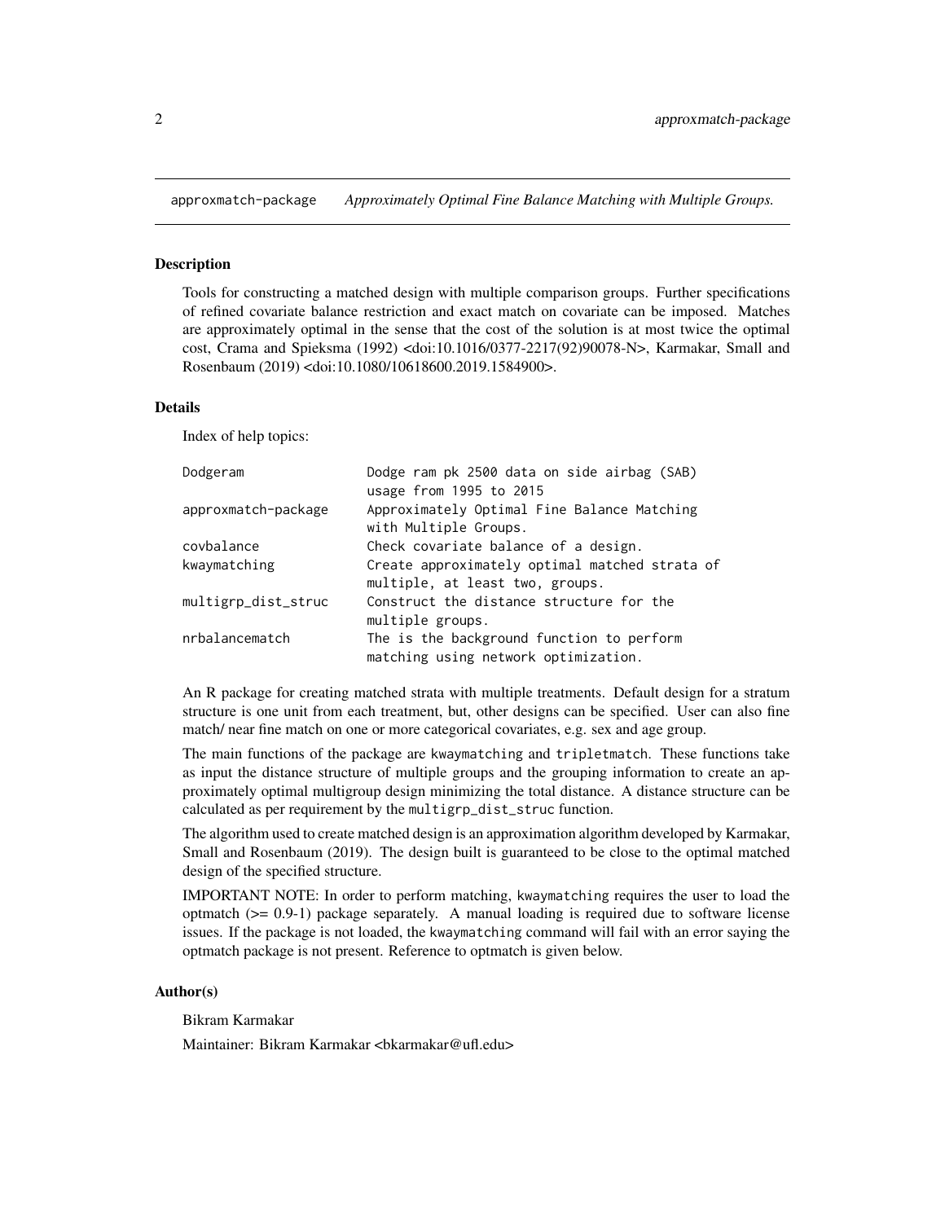approxmatch-package *Approximately Optimal Fine Balance Matching with Multiple Groups.*

### Description

Tools for constructing a matched design with multiple comparison groups. Further specifications of refined covariate balance restriction and exact match on covariate can be imposed. Matches are approximately optimal in the sense that the cost of the solution is at most twice the optimal cost, Crama and Spieksma (1992) <doi:10.1016/0377-2217(92)90078-N>, Karmakar, Small and Rosenbaum (2019) <doi:10.1080/10618600.2019.1584900>.

### Details

Index of help topics:

```
Dodgeram                Dodge ram pk 2500 data on side airbag (SAB)
                        usage from 1995 to 2015
approxmatch-package     Approximately Optimal Fine Balance Matching
                        with Multiple Groups.
covbalance              Check covariate balance of a design.
kwaymatching            Create approximately optimal matched strata of
                        multiple, at least two, groups.
multigrp_dist_struc     Construct the distance structure for the
                        multiple groups.
nrbalancematch          The is the background function to perform
                        matching using network optimization.
```

An R package for creating matched strata with multiple treatments. Default design for a stratum structure is one unit from each treatment, but, other designs can be specified. User can also fine match/ near fine match on one or more categorical covariates, e.g. sex and age group.

The main functions of the package are `kwaymatching` and `tripletmatch`. These functions take as input the distance structure of multiple groups and the grouping information to create an approximately optimal multigroup design minimizing the total distance. A distance structure can be calculated as per requirement by the `multigrp_dist_struc` function.

The algorithm used to create matched design is an approximation algorithm developed by Karmakar, Small and Rosenbaum (2019). The design built is guaranteed to be close to the optimal matched design of the specified structure.

IMPORTANT NOTE: In order to perform matching, `kwaymatching` requires the user to load the optmatch (>= 0.9-1) package separately. A manual loading is required due to software license issues. If the package is not loaded, the `kwaymatching` command will fail with an error saying the optmatch package is not present. Reference to optmatch is given below.

### Author(s)

Bikram Karmakar

Maintainer: Bikram Karmakar <bkarmakar@ufl.edu>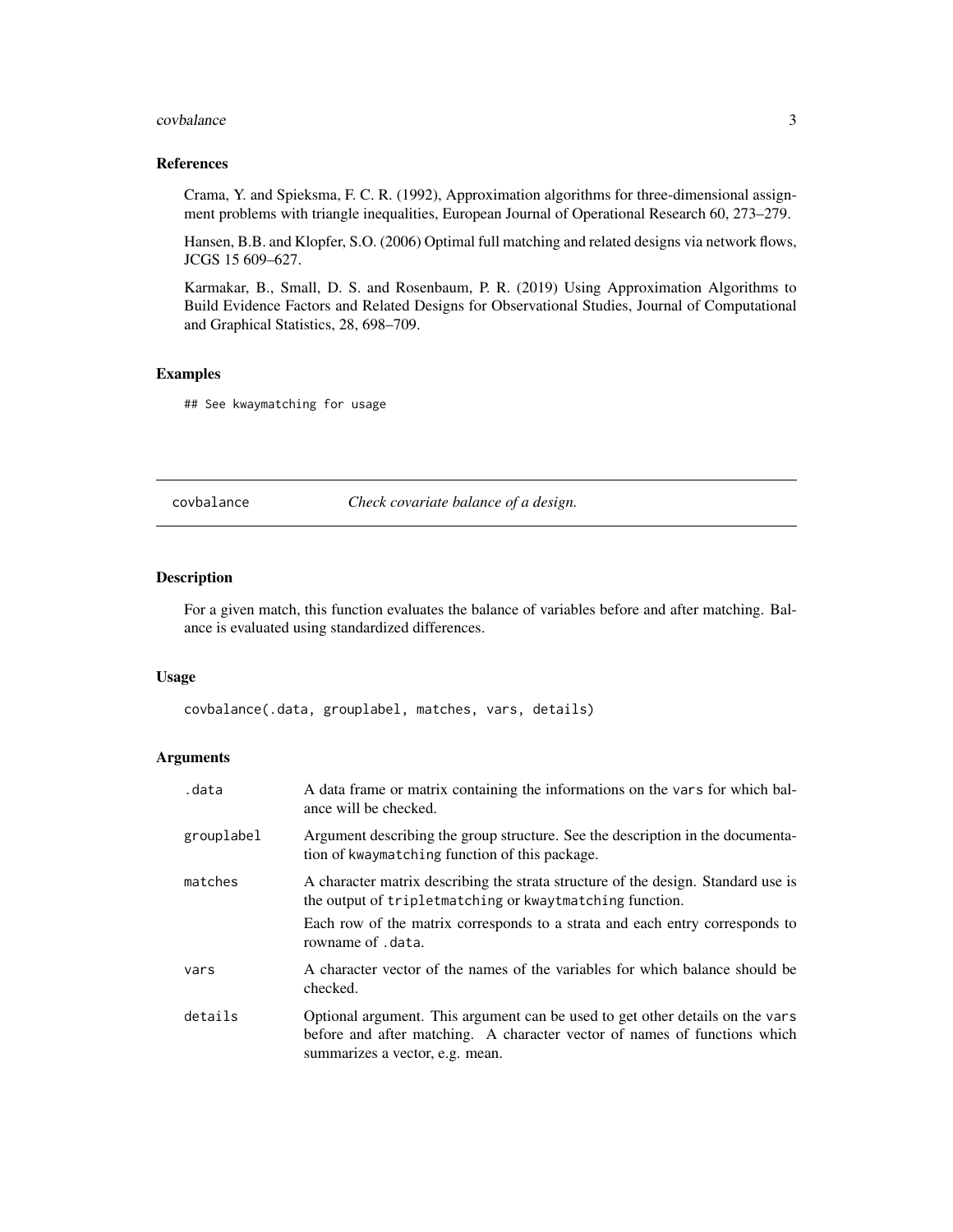## References

Crama, Y. and Spieksma, F. C. R. (1992), Approximation algorithms for three-dimensional assignment problems with triangle inequalities, European Journal of Operational Research 60, 273–279.

Hansen, B.B. and Klopfer, S.O. (2006) Optimal full matching and related designs via network flows, JCGS 15 609–627.

Karmakar, B., Small, D. S. and Rosenbaum, P. R. (2019) Using Approximation Algorithms to Build Evidence Factors and Related Designs for Observational Studies, Journal of Computational and Graphical Statistics, 28, 698–709.

## Examples

```
## See kwaymatching for usage
```

---

# covbalance — *Check covariate balance of a design.*

---

## Description

For a given match, this function evaluates the balance of variables before and after matching. Balance is evaluated using standardized differences.

## Usage

```
covbalance(.data, grouplabel, matches, vars, details)
```

## Arguments

| | |
|---|---|
| `.data` | A data frame or matrix containing the informations on the `vars` for which balance will be checked. |
| `grouplabel` | Argument describing the group structure. See the description in the documentation of `kwaymatching` function of this package. |
| `matches` | A character matrix describing the strata structure of the design. Standard use is the output of `tripletmatching` or `kwaytmatching` function. Each row of the matrix corresponds to a strata and each entry corresponds to rowname of `.data`. |
| `vars` | A character vector of the names of the variables for which balance should be checked. |
| `details` | Optional argument. This argument can be used to get other details on the `vars` before and after matching. A character vector of names of functions which summarizes a vector, e.g. mean. |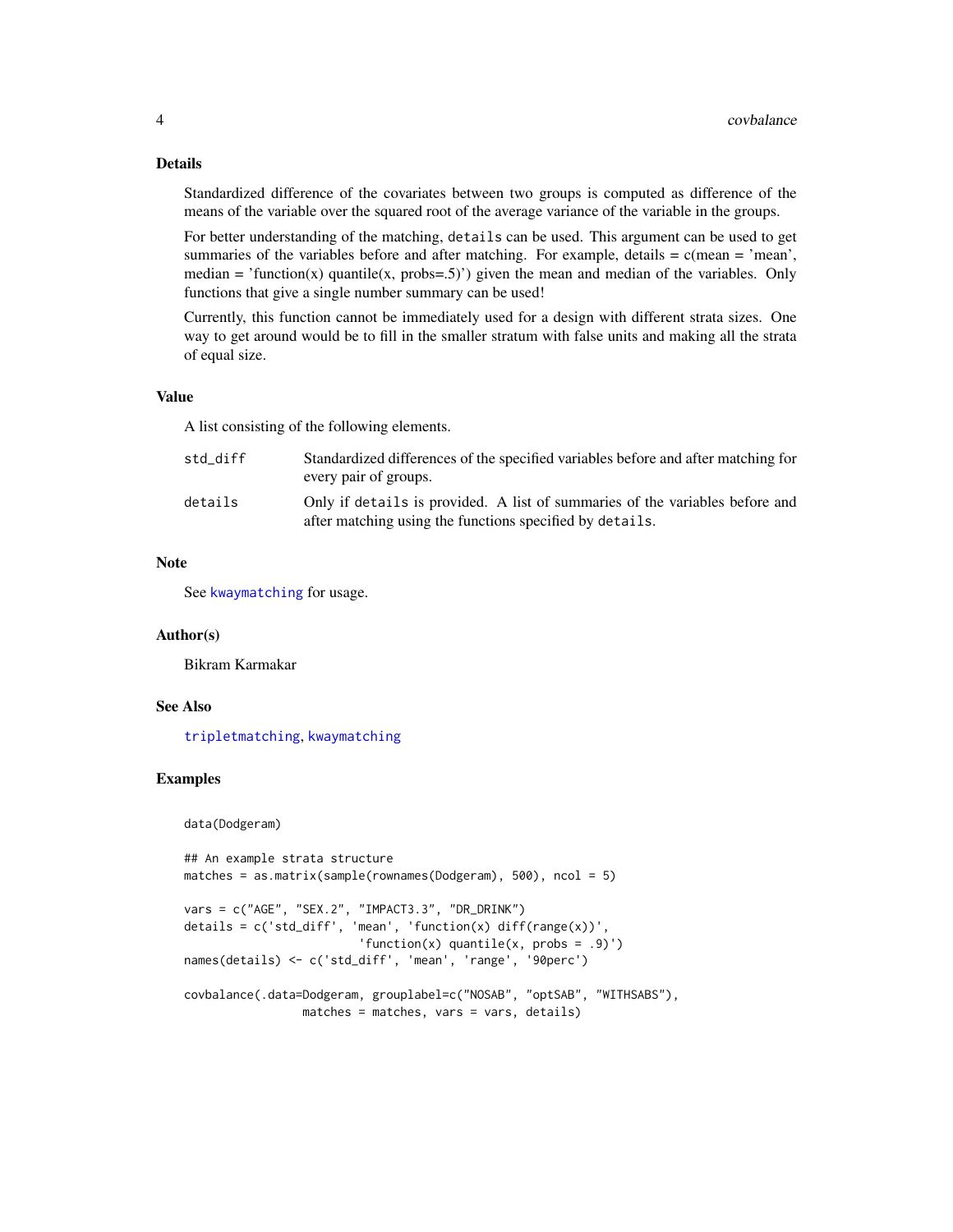## Details

Standardized difference of the covariates between two groups is computed as difference of the means of the variable over the squared root of the average variance of the variable in the groups.

For better understanding of the matching, `details` can be used. This argument can be used to get summaries of the variables before and after matching. For example, details = c(mean = 'mean', median = 'function(x) quantile(x, probs=.5)') given the mean and median of the variables. Only functions that give a single number summary can be used!

Currently, this function cannot be immediately used for a design with different strata sizes. One way to get around would be to fill in the smaller stratum with false units and making all the strata of equal size.

## Value

A list consisting of the following elements.

| | |
|---|---|
| `std_diff` | Standardized differences of the specified variables before and after matching for every pair of groups. |
| `details` | Only if `details` is provided. A list of summaries of the variables before and after matching using the functions specified by `details`. |

## Note

See `kwaymatching` for usage.

## Author(s)

Bikram Karmakar

## See Also

`tripletmatching`, `kwaymatching`

## Examples

```
data(Dodgeram)

## An example strata structure
matches = as.matrix(sample(rownames(Dodgeram), 500), ncol = 5)

vars = c("AGE", "SEX.2", "IMPACT3.3", "DR_DRINK")
details = c('std_diff', 'mean', 'function(x) diff(range(x))',
                        'function(x) quantile(x, probs = .9)')
names(details) <- c('std_diff', 'mean', 'range', '90perc')

covbalance(.data=Dodgeram, grouplabel=c("NOSAB", "optSAB", "WITHSABS"),
                matches = matches, vars = vars, details)
```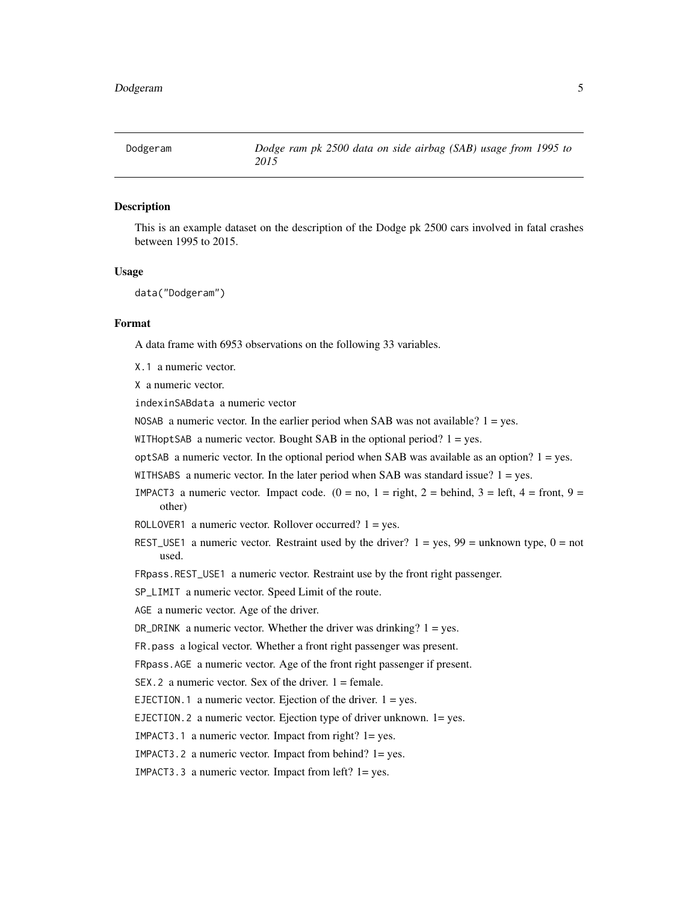Dodgeram *Dodge ram pk 2500 data on side airbag (SAB) usage from 1995 to 2015*

### Description

This is an example dataset on the description of the Dodge pk 2500 cars involved in fatal crashes between 1995 to 2015.

### Usage

```
data("Dodgeram")
```

### Format

A data frame with 6953 observations on the following 33 variables.

X.1 a numeric vector.

X a numeric vector.

indexinSABdata a numeric vector

NOSAB a numeric vector. In the earlier period when SAB was not available? 1 = yes.

WITHoptSAB a numeric vector. Bought SAB in the optional period? 1 = yes.

optSAB a numeric vector. In the optional period when SAB was available as an option? 1 = yes.

WITHSABS a numeric vector. In the later period when SAB was standard issue? 1 = yes.

IMPACT3 a numeric vector. Impact code. (0 = no, 1 = right, 2 = behind, 3 = left, 4 = front, 9 = other)

ROLLOVER1 a numeric vector. Rollover occurred? 1 = yes.

REST_USE1 a numeric vector. Restraint used by the driver? 1 = yes, 99 = unknown type, 0 = not used.

FRpass.REST_USE1 a numeric vector. Restraint use by the front right passenger.

SP_LIMIT a numeric vector. Speed Limit of the route.

AGE a numeric vector. Age of the driver.

DR_DRINK a numeric vector. Whether the driver was drinking? 1 = yes.

FR.pass a logical vector. Whether a front right passenger was present.

FRpass.AGE a numeric vector. Age of the front right passenger if present.

SEX.2 a numeric vector. Sex of the driver. 1 = female.

EJECTION.1 a numeric vector. Ejection of the driver. 1 = yes.

EJECTION.2 a numeric vector. Ejection type of driver unknown. 1= yes.

IMPACT3.1 a numeric vector. Impact from right? 1= yes.

IMPACT3.2 a numeric vector. Impact from behind? 1= yes.

IMPACT3.3 a numeric vector. Impact from left? 1= yes.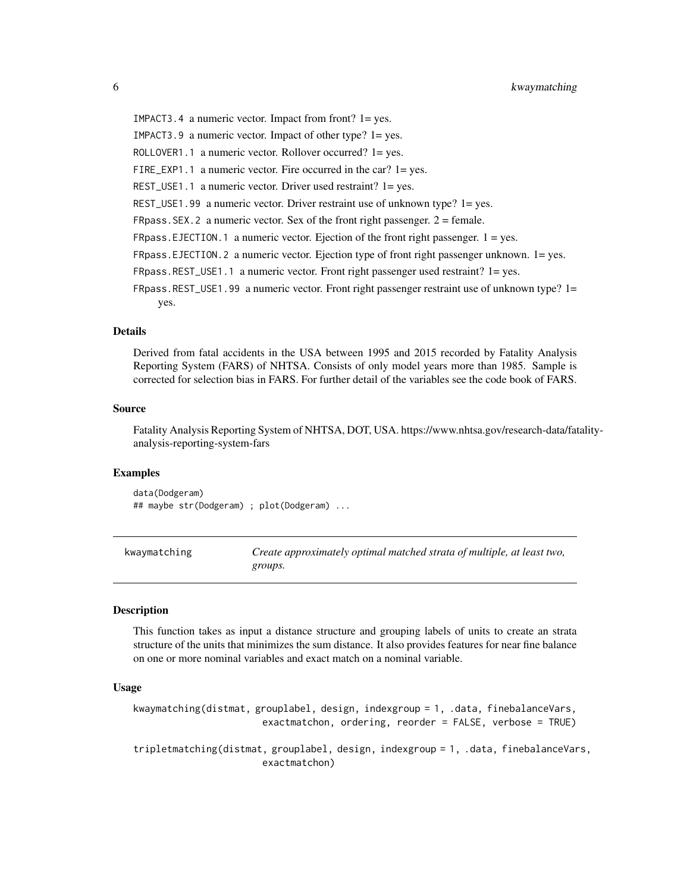`IMPACT3.4` a numeric vector. Impact from front? 1= yes.

`IMPACT3.9` a numeric vector. Impact of other type? 1= yes.

`ROLLOVER1.1` a numeric vector. Rollover occurred? 1= yes.

`FIRE_EXP1.1` a numeric vector. Fire occurred in the car? 1= yes.

`REST_USE1.1` a numeric vector. Driver used restraint? 1= yes.

`REST_USE1.99` a numeric vector. Driver restraint use of unknown type? 1= yes.

`FRpass.SEX.2` a numeric vector. Sex of the front right passenger. 2 = female.

`FRpass.EJECTION.1` a numeric vector. Ejection of the front right passenger. 1 = yes.

`FRpass.EJECTION.2` a numeric vector. Ejection type of front right passenger unknown. 1= yes.

`FRpass.REST_USE1.1` a numeric vector. Front right passenger used restraint? 1= yes.

`FRpass.REST_USE1.99` a numeric vector. Front right passenger restraint use of unknown type? 1= yes.

### Details

Derived from fatal accidents in the USA between 1995 and 2015 recorded by Fatality Analysis Reporting System (FARS) of NHTSA. Consists of only model years more than 1985. Sample is corrected for selection bias in FARS. For further detail of the variables see the code book of FARS.

### Source

Fatality Analysis Reporting System of NHTSA, DOT, USA. https://www.nhtsa.gov/research-data/fatality-analysis-reporting-system-fars

### Examples

```
data(Dodgeram)
## maybe str(Dodgeram) ; plot(Dodgeram) ...
```

---

## kwaymatching — *Create approximately optimal matched strata of multiple, at least two, groups.*

### Description

This function takes as input a distance structure and grouping labels of units to create an strata structure of the units that minimizes the sum distance. It also provides features for near fine balance on one or more nominal variables and exact match on a nominal variable.

### Usage

```
kwaymatching(distmat, grouplabel, design, indexgroup = 1, .data, finebalanceVars,
                        exactmatchon, ordering, reorder = FALSE, verbose = TRUE)

tripletmatching(distmat, grouplabel, design, indexgroup = 1, .data, finebalanceVars,
                        exactmatchon)
```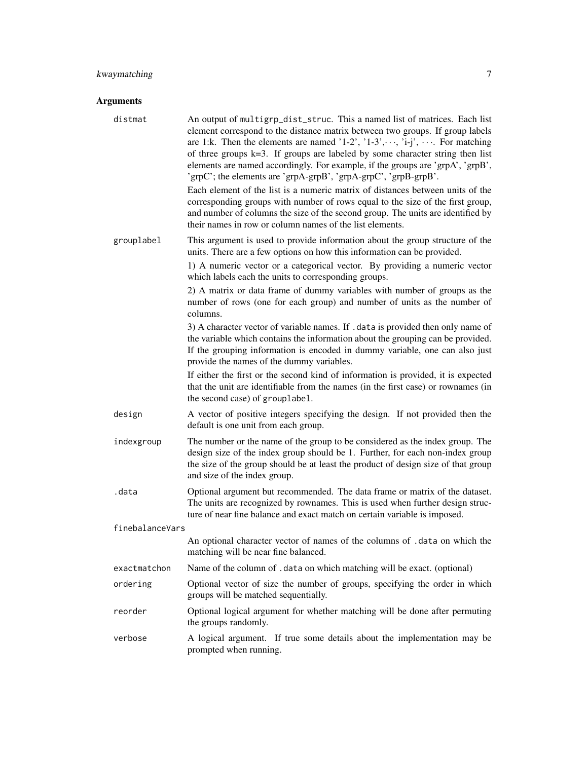## Arguments

**distmat** An output of `multigrp_dist_struc`. This a named list of matrices. Each list element correspond to the distance matrix between two groups. If group labels are 1:k. Then the elements are named '1-2', '1-3',···, 'i-j', ···. For matching of three groups k=3. If groups are labeled by some character string then list elements are named accordingly. For example, if the groups are 'grpA', 'grpB', 'grpC'; the elements are 'grpA-grpB', 'grpA-grpC', 'grpB-grpB'.

Each element of the list is a numeric matrix of distances between units of the corresponding groups with number of rows equal to the size of the first group, and number of columns the size of the second group. The units are identified by their names in row or column names of the list elements.

**grouplabel** This argument is used to provide information about the group structure of the units. There are a few options on how this information can be provided.

1) A numeric vector or a categorical vector. By providing a numeric vector which labels each the units to corresponding groups.

2) A matrix or data frame of dummy variables with number of groups as the number of rows (one for each group) and number of units as the number of columns.

3) A character vector of variable names. If `.data` is provided then only name of the variable which contains the information about the grouping can be provided. If the grouping information is encoded in dummy variable, one can also just provide the names of the dummy variables.

If either the first or the second kind of information is provided, it is expected that the unit are identifiable from the names (in the first case) or rownames (in the second case) of `grouplabel`.

**design** A vector of positive integers specifying the design. If not provided then the default is one unit from each group.

**indexgroup** The number or the name of the group to be considered as the index group. The design size of the index group should be 1. Further, for each non-index group the size of the group should be at least the product of design size of that group and size of the index group.

**.data** Optional argument but recommended. The data frame or matrix of the dataset. The units are recognized by rownames. This is used when further design structure of near fine balance and exact match on certain variable is imposed.

**finebalanceVars** An optional character vector of names of the columns of `.data` on which the matching will be near fine balanced.

**exactmatchon** Name of the column of `.data` on which matching will be exact. (optional)

**ordering** Optional vector of size the number of groups, specifying the order in which groups will be matched sequentially.

**reorder** Optional logical argument for whether matching will be done after permuting the groups randomly.

**verbose** A logical argument. If true some details about the implementation may be prompted when running.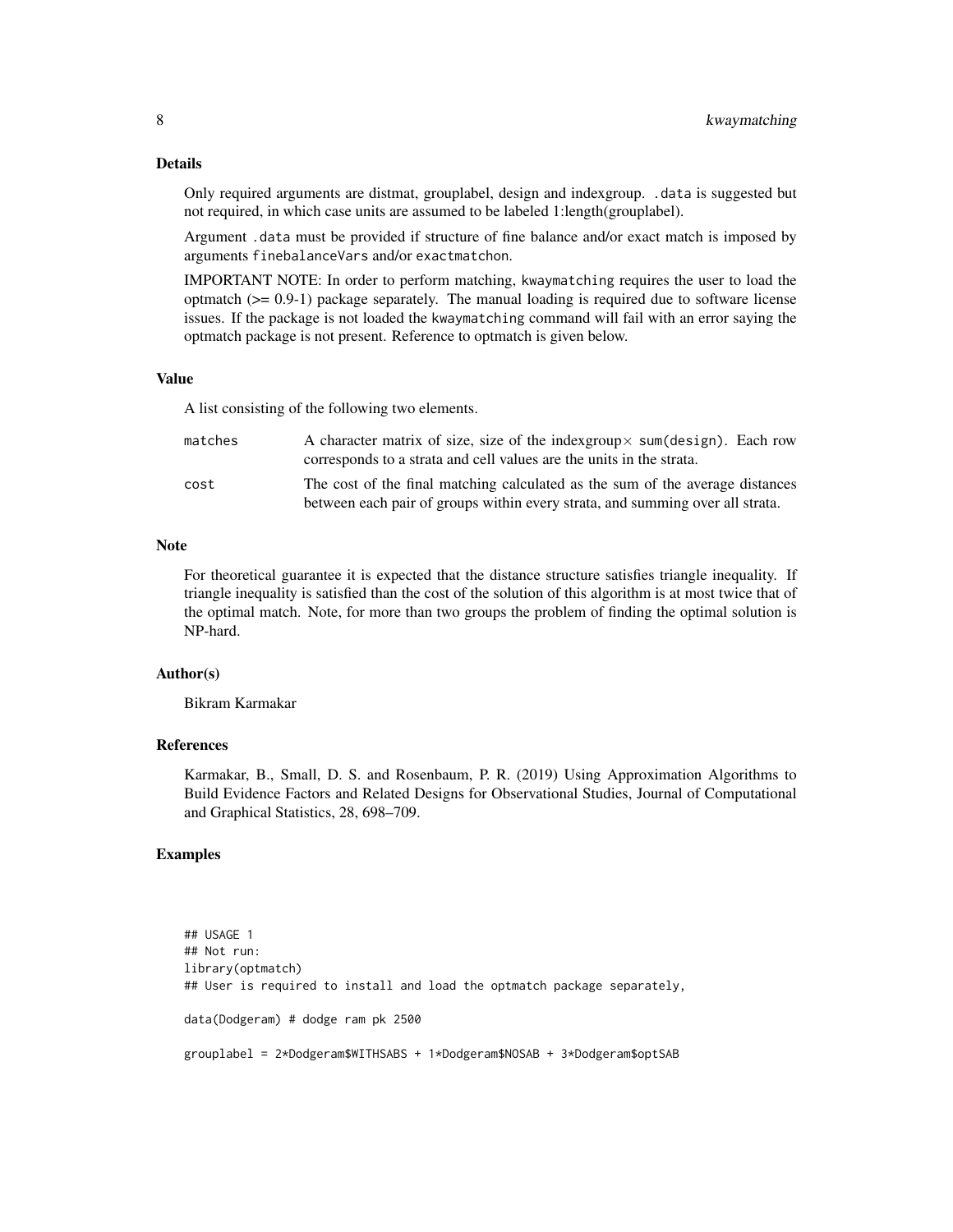## Details

Only required arguments are distmat, grouplabel, design and indexgroup. `.data` is suggested but not required, in which case units are assumed to be labeled 1:length(grouplabel).

Argument `.data` must be provided if structure of fine balance and/or exact match is imposed by arguments `finebalanceVars` and/or `exactmatchon`.

IMPORTANT NOTE: In order to perform matching, `kwaymatching` requires the user to load the optmatch (>= 0.9-1) package separately. The manual loading is required due to software license issues. If the package is not loaded the `kwaymatching` command will fail with an error saying the optmatch package is not present. Reference to optmatch is given below.

## Value

A list consisting of the following two elements.

| | |
|---|---|
| `matches` | A character matrix of size, size of the indexgroup $\times$ `sum(design)`. Each row corresponds to a strata and cell values are the units in the strata. |
| `cost` | The cost of the final matching calculated as the sum of the average distances between each pair of groups within every strata, and summing over all strata. |

## Note

For theoretical guarantee it is expected that the distance structure satisfies triangle inequality. If triangle inequality is satisfied than the cost of the solution of this algorithm is at most twice that of the optimal match. Note, for more than two groups the problem of finding the optimal solution is NP-hard.

## Author(s)

Bikram Karmakar

## References

Karmakar, B., Small, D. S. and Rosenbaum, P. R. (2019) Using Approximation Algorithms to Build Evidence Factors and Related Designs for Observational Studies, Journal of Computational and Graphical Statistics, 28, 698–709.

## Examples

```
## USAGE 1
## Not run:
library(optmatch)
## User is required to install and load the optmatch package separately,

data(Dodgeram) # dodge ram pk 2500

grouplabel = 2*Dodgeram$WITHSABS + 1*Dodgeram$NOSAB + 3*Dodgeram$optSAB
```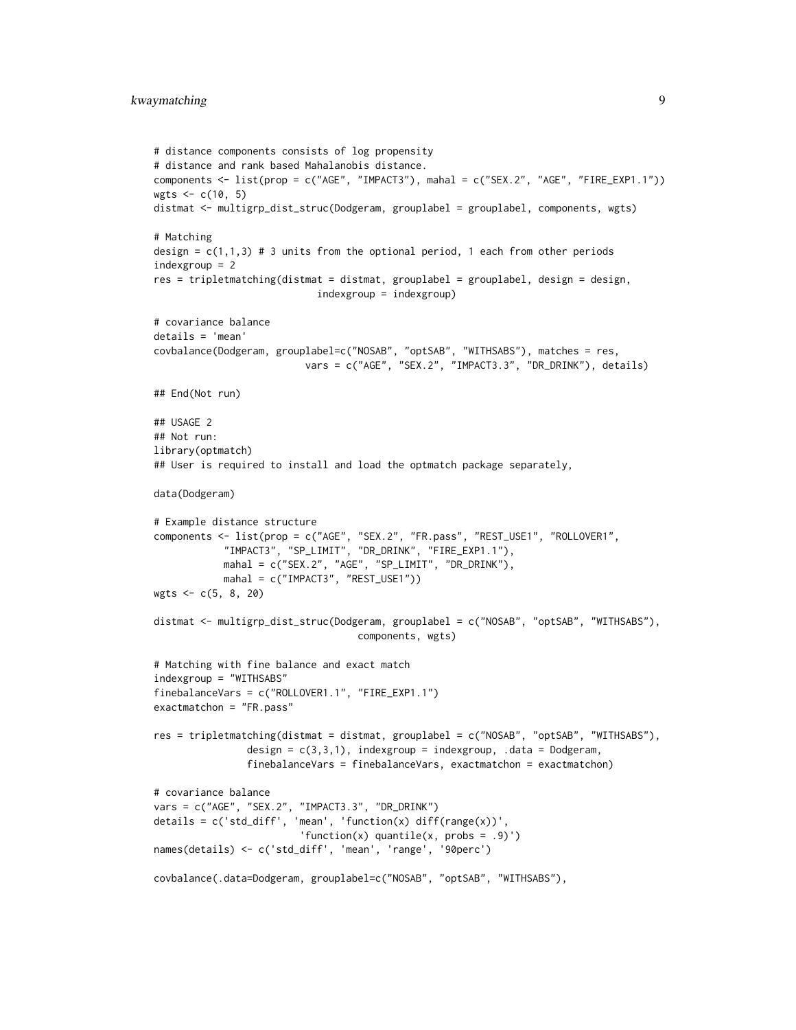```
# distance components consists of log propensity
# distance and rank based Mahalanobis distance.
components <- list(prop = c("AGE", "IMPACT3"), mahal = c("SEX.2", "AGE", "FIRE_EXP1.1"))
wgts <- c(10, 5)
distmat <- multigrp_dist_struc(Dodgeram, grouplabel = grouplabel, components, wgts)

# Matching
design = c(1,1,3) # 3 units from the optional period, 1 each from other periods
indexgroup = 2
res = tripletmatching(distmat = distmat, grouplabel = grouplabel, design = design,
                         indexgroup = indexgroup)

# covariance balance
details = 'mean'
covbalance(Dodgeram, grouplabel=c("NOSAB", "optSAB", "WITHSABS"), matches = res,
                        vars = c("AGE", "SEX.2", "IMPACT3.3", "DR_DRINK"), details)

## End(Not run)

## USAGE 2
## Not run:
library(optmatch)
## User is required to install and load the optmatch package separately,

data(Dodgeram)

# Example distance structure
components <- list(prop = c("AGE", "SEX.2", "FR.pass", "REST_USE1", "ROLLOVER1",
            "IMPACT3", "SP_LIMIT", "DR_DRINK", "FIRE_EXP1.1"),
            mahal = c("SEX.2", "AGE", "SP_LIMIT", "DR_DRINK"),
            mahal = c("IMPACT3", "REST_USE1"))
wgts <- c(5, 8, 20)

distmat <- multigrp_dist_struc(Dodgeram, grouplabel = c("NOSAB", "optSAB", "WITHSABS"),
                                components, wgts)

# Matching with fine balance and exact match
indexgroup = "WITHSABS"
finebalanceVars = c("ROLLOVER1.1", "FIRE_EXP1.1")
exactmatchon = "FR.pass"

res = tripletmatching(distmat = distmat, grouplabel = c("NOSAB", "optSAB", "WITHSABS"),
                design = c(3,3,1), indexgroup = indexgroup, .data = Dodgeram,
                finebalanceVars = finebalanceVars, exactmatchon = exactmatchon)

# covariance balance
vars = c("AGE", "SEX.2", "IMPACT3.3", "DR_DRINK")
details = c('std_diff', 'mean', 'function(x) diff(range(x))',
                        'function(x) quantile(x, probs = .9)')
names(details) <- c('std_diff', 'mean', 'range', '90perc')

covbalance(.data=Dodgeram, grouplabel=c("NOSAB", "optSAB", "WITHSABS"),
```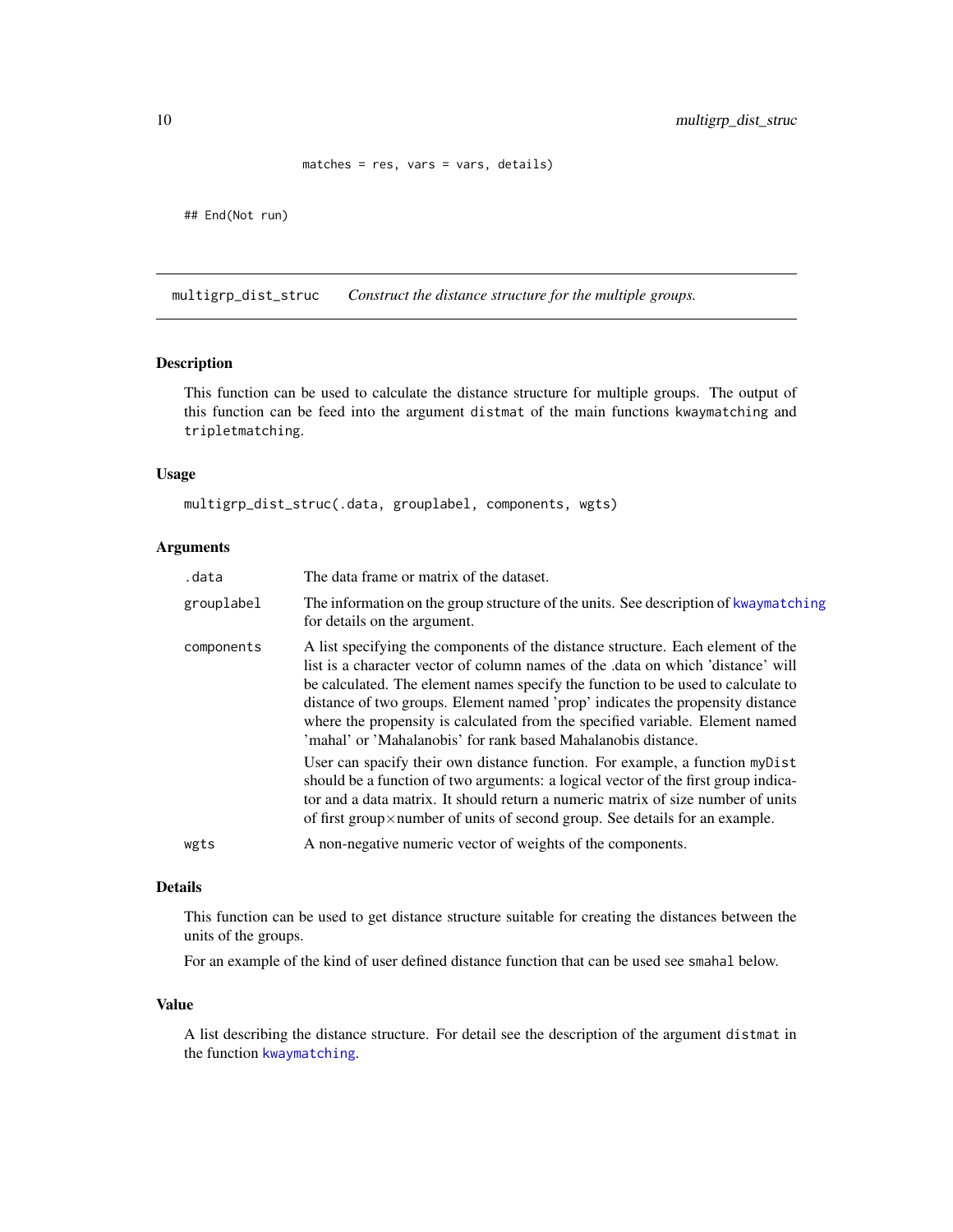```
                    matches = res, vars = vars, details)

## End(Not run)
```

---

## multigrp_dist_struc — *Construct the distance structure for the multiple groups.*

### Description

This function can be used to calculate the distance structure for multiple groups. The output of this function can be feed into the argument `distmat` of the main functions `kwaymatching` and `tripletmatching`.

### Usage

```
multigrp_dist_struc(.data, grouplabel, components, wgts)
```

### Arguments

| | |
|---|---|
| `.data` | The data frame or matrix of the dataset. |
| `grouplabel` | The information on the group structure of the units. See description of `kwaymatching` for details on the argument. |
| `components` | A list specifying the components of the distance structure. Each element of the list is a character vector of column names of the .data on which 'distance' will be calculated. The element names specify the function to be used to calculate to distance of two groups. Element named 'prop' indicates the propensity distance where the propensity is calculated from the specified variable. Element named 'mahal' or 'Mahalanobis' for rank based Mahalanobis distance.<br><br>User can spacify their own distance function. For example, a function `myDist` should be a function of two arguments: a logical vector of the first group indicator and a data matrix. It should return a numeric matrix of size number of units of first group$\times$number of units of second group. See details for an example. |
| `wgts` | A non-negative numeric vector of weights of the components. |

### Details

This function can be used to get distance structure suitable for creating the distances between the units of the groups.

For an example of the kind of user defined distance function that can be used see `smahal` below.

### Value

A list describing the distance structure. For detail see the description of the argument `distmat` in the function `kwaymatching`.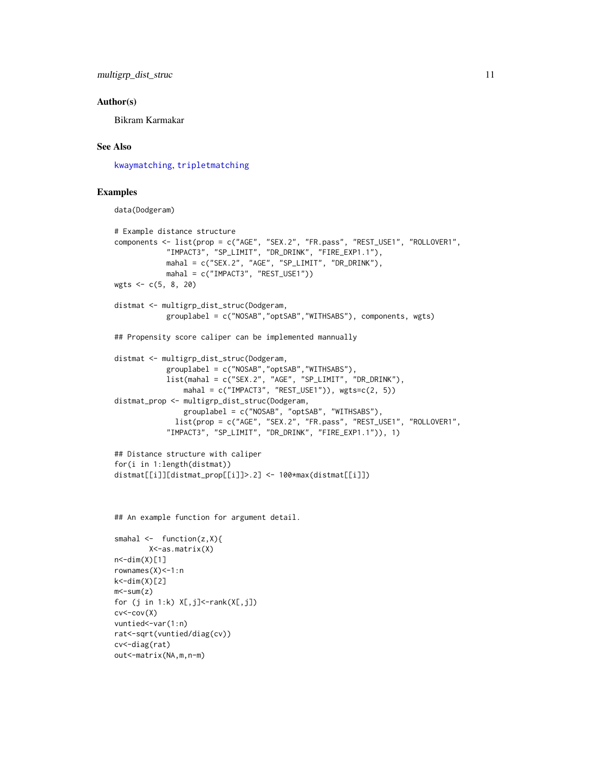### Author(s)

Bikram Karmakar

### See Also

kwaymatching, tripletmatching

### Examples

```
data(Dodgeram)

# Example distance structure
components <- list(prop = c("AGE", "SEX.2", "FR.pass", "REST_USE1", "ROLLOVER1",
            "IMPACT3", "SP_LIMIT", "DR_DRINK", "FIRE_EXP1.1"),
            mahal = c("SEX.2", "AGE", "SP_LIMIT", "DR_DRINK"),
            mahal = c("IMPACT3", "REST_USE1"))
wgts <- c(5, 8, 20)

distmat <- multigrp_dist_struc(Dodgeram,
            grouplabel = c("NOSAB","optSAB","WITHSABS"), components, wgts)

## Propensity score caliper can be implemented mannually

distmat <- multigrp_dist_struc(Dodgeram,
            grouplabel = c("NOSAB","optSAB","WITHSABS"),
            list(mahal = c("SEX.2", "AGE", "SP_LIMIT", "DR_DRINK"),
                mahal = c("IMPACT3", "REST_USE1")), wgts=c(2, 5))
distmat_prop <- multigrp_dist_struc(Dodgeram,
                grouplabel = c("NOSAB", "optSAB", "WITHSABS"),
              list(prop = c("AGE", "SEX.2", "FR.pass", "REST_USE1", "ROLLOVER1",
            "IMPACT3", "SP_LIMIT", "DR_DRINK", "FIRE_EXP1.1")), 1)

## Distance structure with caliper
for(i in 1:length(distmat))
distmat[[i]][distmat_prop[[i]]>.2] <- 100*max(distmat[[i]])



## An example function for argument detail.

smahal <-  function(z,X){
        X<-as.matrix(X)
n<-dim(X)[1]
rownames(X)<-1:n
k<-dim(X)[2]
m<-sum(z)
for (j in 1:k) X[,j]<-rank(X[,j])
cv<-cov(X)
vuntied<-var(1:n)
rat<-sqrt(vuntied/diag(cv))
cv<-diag(rat)
out<-matrix(NA,m,n-m)
```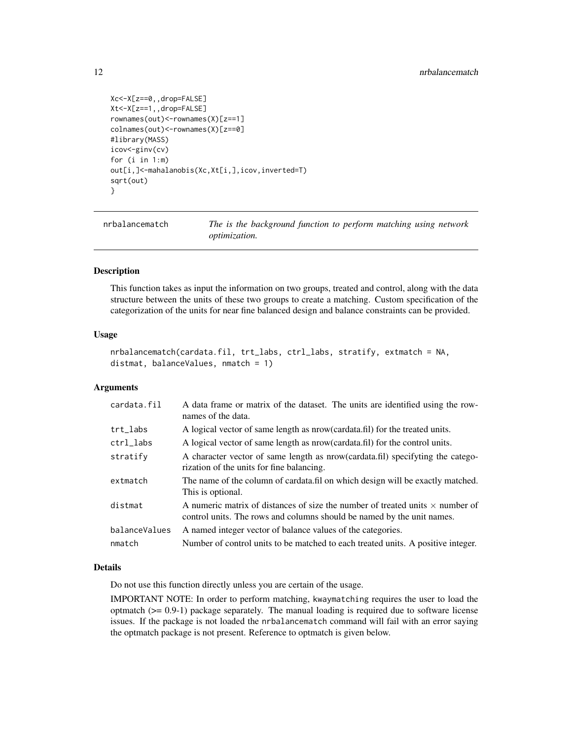```
Xc<-X[z==0,,drop=FALSE]
Xt<-X[z==1,,drop=FALSE]
rownames(out)<-rownames(X)[z==1]
colnames(out)<-rownames(X)[z==0]
#library(MASS)
icov<-ginv(cv)
for (i in 1:m)
out[i,]<-mahalanobis(Xc,Xt[i,],icov,inverted=T)
sqrt(out)
}
```

## nrbalancematch — *The is the background function to perform matching using network optimization.*

### Description

This function takes as input the information on two groups, treated and control, along with the data structure between the units of these two groups to create a matching. Custom specification of the categorization of the units for near fine balanced design and balance constraints can be provided.

### Usage

```
nrbalancematch(cardata.fil, trt_labs, ctrl_labs, stratify, extmatch = NA,
distmat, balanceValues, nmatch = 1)
```

### Arguments

| Argument | Description |
|---|---|
| `cardata.fil` | A data frame or matrix of the dataset. The units are identified using the rownames of the data. |
| `trt_labs` | A logical vector of same length as nrow(cardata.fil) for the treated units. |
| `ctrl_labs` | A logical vector of same length as nrow(cardata.fil) for the control units. |
| `stratify` | A character vector of same length as nrow(cardata.fil) specifyting the categorization of the units for fine balancing. |
| `extmatch` | The name of the column of cardata.fil on which design will be exactly matched. This is optional. |
| `distmat` | A numeric matrix of distances of size the number of treated units $\times$ number of control units. The rows and columns should be named by the unit names. |
| `balanceValues` | A named integer vector of balance values of the categories. |
| `nmatch` | Number of control units to be matched to each treated units. A positive integer. |

### Details

Do not use this function directly unless you are certain of the usage.

IMPORTANT NOTE: In order to perform matching, `kwaymatching` requires the user to load the optmatch (>= 0.9-1) package separately. The manual loading is required due to software license issues. If the package is not loaded the `nrbalancematch` command will fail with an error saying the optmatch package is not present. Reference to optmatch is given below.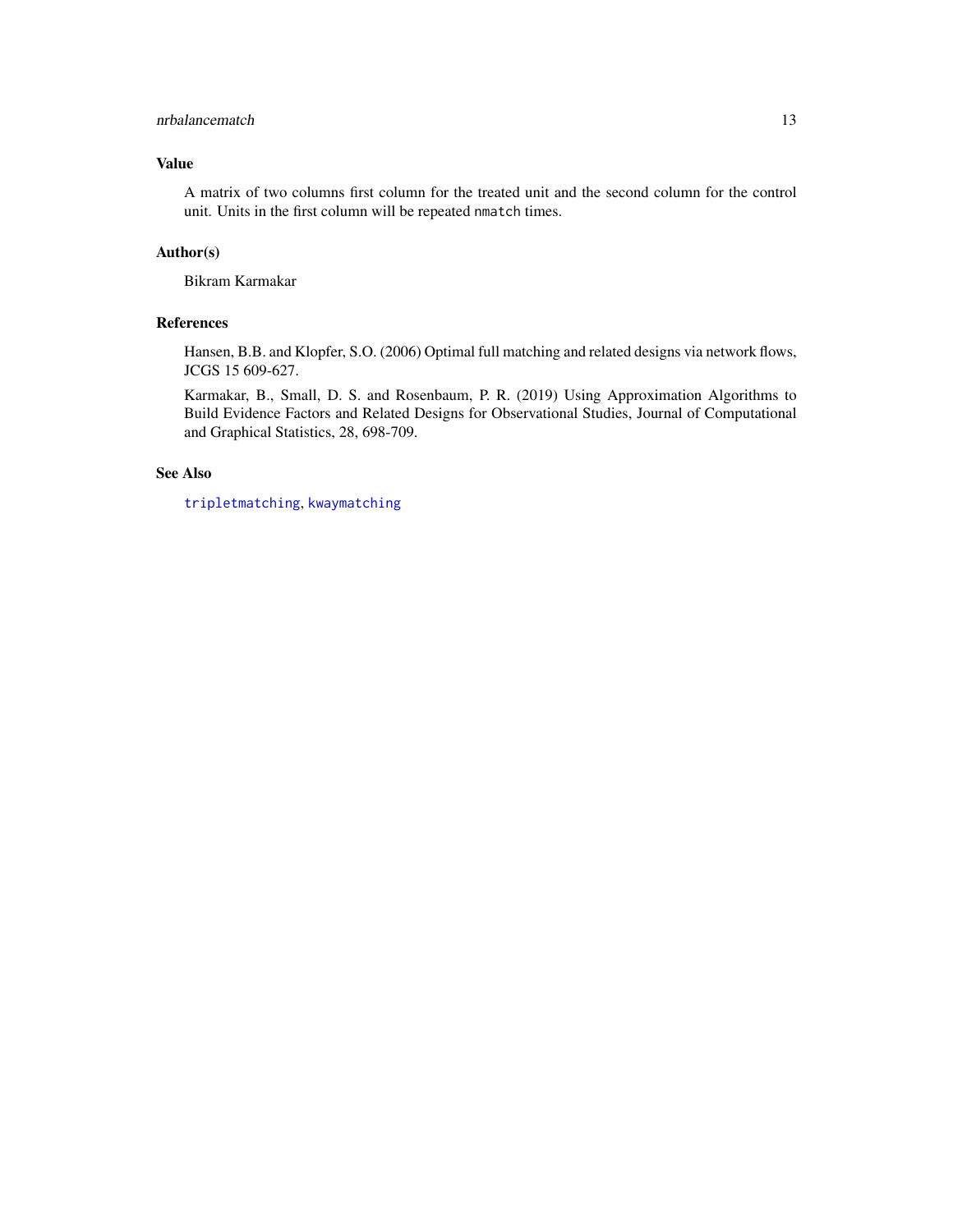### Value

A matrix of two columns first column for the treated unit and the second column for the control unit. Units in the first column will be repeated `nmatch` times.

### Author(s)

Bikram Karmakar

### References

Hansen, B.B. and Klopfer, S.O. (2006) Optimal full matching and related designs via network flows, JCGS 15 609-627.

Karmakar, B., Small, D. S. and Rosenbaum, P. R. (2019) Using Approximation Algorithms to Build Evidence Factors and Related Designs for Observational Studies, Journal of Computational and Graphical Statistics, 28, 698-709.

### See Also

`tripletmatching`, `kwaymatching`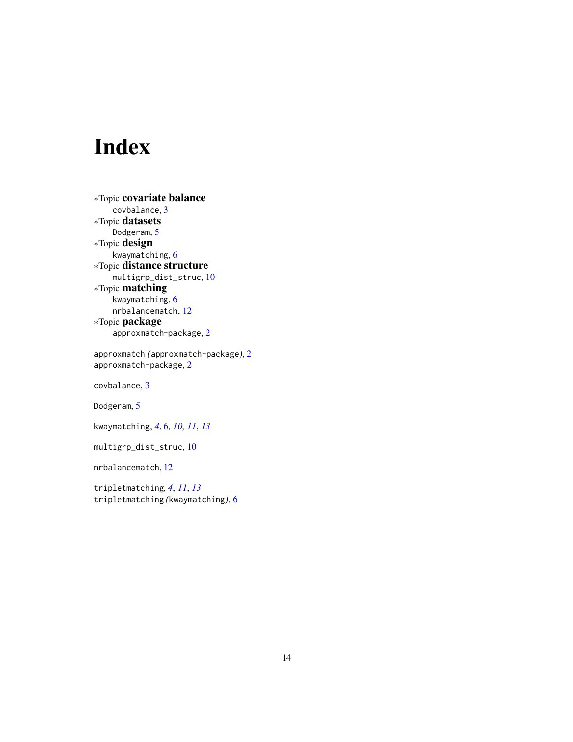# Index

∗Topic **covariate balance**
  covbalance, 3
∗Topic **datasets**
  Dodgeram, 5
∗Topic **design**
  kwaymatching, 6
∗Topic **distance structure**
  multigrp_dist_struc, 10
∗Topic **matching**
  kwaymatching, 6
  nrbalancematch, 12
∗Topic **package**
  approxmatch-package, 2

approxmatch *(*approxmatch-package*)*, 2
approxmatch-package, 2

covbalance, 3

Dodgeram, 5

kwaymatching, *4*, 6, *10, 11*, *13*

multigrp_dist_struc, 10

nrbalancematch, 12

tripletmatching, *4*, *11*, *13*
tripletmatching *(*kwaymatching*)*, 6